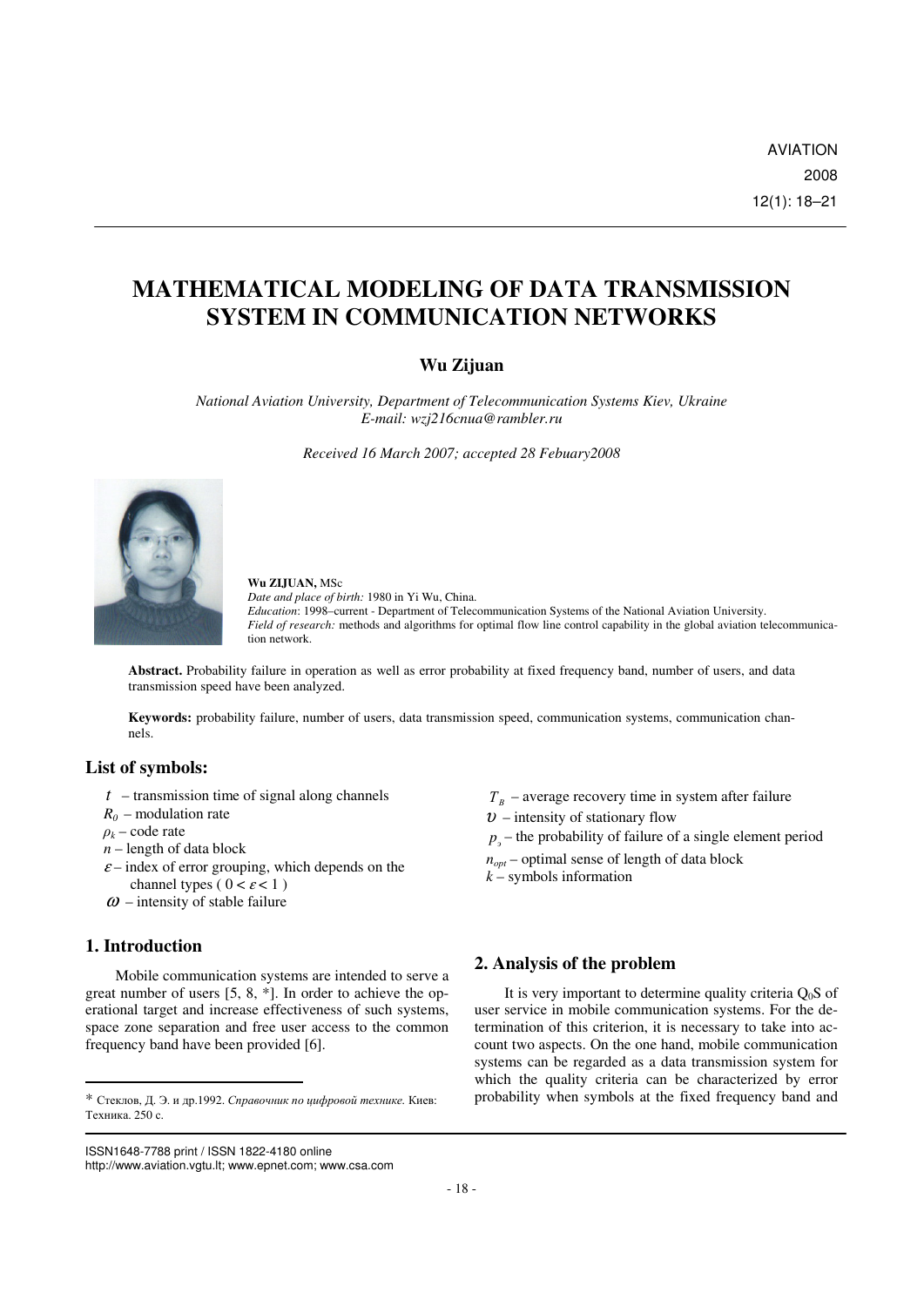# MATHEMATICAL MODELING OF DATA TRANSMISSION SYSTEM IN COMMUNICATION NETWORKS

**Wu Zijuan**

*National Aviation University, Department of Telecommunication Systems Kiev, Ukraine*
*E-mail: wzj216cnua@rambler.ru*

*Received 16 March 2007; accepted 28 Febuary2008*

**Wu ZIJUAN,** MSc
*Date and place of birth:* 1980 in Yi Wu, China.
*Education*: 1998–current - Department of Telecommunication Systems of the National Aviation University.
*Field of research:* methods and algorithms for optimal flow line control capability in the global aviation telecommunication network.

**Abstract.** Probability failure in operation as well as error probability at fixed frequency band, number of users, and data transmission speed have been analyzed.

**Keywords:** probability failure, number of users, data transmission speed, communication systems, communication channels.

## List of symbols:

- $t$ – transmission time of signal along channels
- $R_0$ – modulation rate
- $\rho_k$ – code rate
- $n$ – length of data block
- $\varepsilon$ – index of error grouping, which depends on the channel types ( $0 < \varepsilon < 1$ )
- $\omega$ – intensity of stable failure
- $T_B$ – average recovery time in system after failure
- $\upsilon$ – intensity of stationary flow
- $p_э$ – the probability of failure of a single element period
- $n_{opt}$ – optimal sense of length of data block
- $k$ – symbols information

## 1. Introduction

Mobile communication systems are intended to serve a great number of users [5, 8, *]. In order to achieve the operational target and increase effectiveness of such systems, space zone separation and free user access to the common frequency band have been provided [6].

## 2. Analysis of the problem

It is very important to determine quality criteria $Q_0S$ of user service in mobile communication systems. For the determination of this criterion, it is necessary to take into account two aspects. On the one hand, mobile communication systems can be regarded as a data transmission system for which the quality criteria can be characterized by error probability when symbols at the fixed frequency band and

---

\* Стеклов, Д. Э. и др.1992. *Справочник по цифровой технике.* Киев: Техника. 250 с.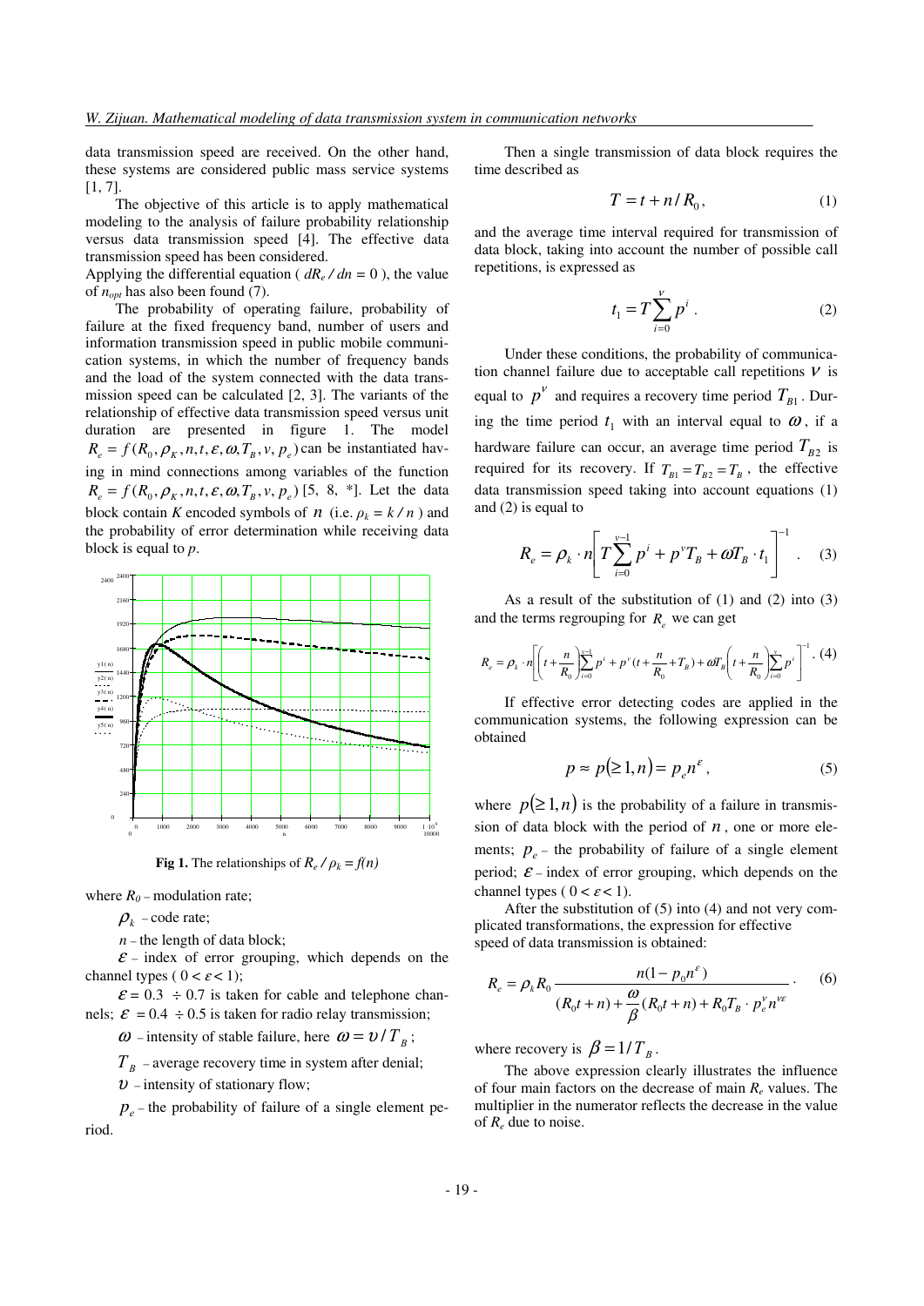data transmission speed are received. On the other hand, these systems are considered public mass service systems [1, 7].

The objective of this article is to apply mathematical modeling to the analysis of failure probability relationship versus data transmission speed [4]. The effective data transmission speed has been considered.

Applying the differential equation ( $dR_e / dn = 0$ ), the value of $n_{opt}$ has also been found (7).

The probability of operating failure, probability of failure at the fixed frequency band, number of users and information transmission speed in public mobile communication systems, in which the number of frequency bands and the load of the system connected with the data transmission speed can be calculated [2, 3]. The variants of the relationship of effective data transmission speed versus unit duration are presented in figure 1. The model $R_e = f(R_0, \rho_K, n, t, \varepsilon, \omega, T_B, v, p_e)$ can be instantiated having in mind connections among variables of the function $R_e = f(R_0, \rho_K, n, t, \varepsilon, \omega, T_B, v, p_e)$ [5, 8, *]. Let the data block contain *K* encoded symbols of $n$ (i.e. $\rho_k = k / n$ ) and the probability of error determination while receiving data block is equal to *p*.

**Fig 1.** The relationships of $R_e / \rho_k = f(n)$

where $R_0$ – modulation rate;

$\rho_k$ – code rate;

$n$ – the length of data block;

$\varepsilon$ – index of error grouping, which depends on the channel types ( $0 < \varepsilon < 1$);

$\varepsilon = 0.3 \div 0.7$ is taken for cable and telephone channels; $\varepsilon = 0.4 \div 0.5$ is taken for radio relay transmission;

$\omega$ – intensity of stable failure, here $\omega = \upsilon / T_B$;

$T_B$ – average recovery time in system after denial;

$\upsilon$ – intensity of stationary flow;

$p_e$ – the probability of failure of a single element period.

Then a single transmission of data block requires the time described as

$$T = t + n / R_0, \tag{1}$$

and the average time interval required for transmission of data block, taking into account the number of possible call repetitions, is expressed as

$$t_1 = T \sum_{i=0}^{v} p^i . \tag{2}$$

Under these conditions, the probability of communication channel failure due to acceptable call repetitions $v$ is equal to $p^v$ and requires a recovery time period $T_{B1}$. During the time period $t_1$ with an interval equal to $\omega$, if a hardware failure can occur, an average time period $T_{B2}$ is required for its recovery. If $T_{B1} = T_{B2} = T_B$, the effective data transmission speed taking into account equations (1) and (2) is equal to

$$R_e = \rho_k \cdot n \left[ T \sum_{i=0}^{v-1} p^i + p^v T_B + \omega T_B \cdot t_1 \right]^{-1} . \tag{3}$$

As a result of the substitution of (1) and (2) into (3) and the terms regrouping for $R_e$ we can get

$$R_e = \rho_k \cdot n \left[ \left( t + \frac{n}{R_0} \right) \sum_{i=0}^{v-1} p^i + p^v \left(t + \frac{n}{R_0} + T_B\right) + \omega T_B \left( t + \frac{n}{R_0} \right) \sum_{i=0}^{v} p^i \right]^{-1} . \tag{4}$$

If effective error detecting codes are applied in the communication systems, the following expression can be obtained

$$p \approx p(\geq 1, n) = p_e n^{\varepsilon}, \tag{5}$$

where $p(\geq 1, n)$ is the probability of a failure in transmission of data block with the period of $n$, one or more elements; $p_e$ – the probability of failure of a single element period; $\varepsilon$ – index of error grouping, which depends on the channel types ( $0 < \varepsilon < 1$).

After the substitution of (5) into (4) and not very complicated transformations, the expression for effective speed of data transmission is obtained:

$$R_e = \rho_k R_0 \frac{n(1 - p_0 n^{\varepsilon})}{(R_0 t + n) + \dfrac{\omega}{\beta}(R_0 t + n) + R_0 T_B \cdot p_e^{v} n^{v\varepsilon}} . \tag{6}$$

where recovery is $\beta = 1 / T_B$.

The above expression clearly illustrates the influence of four main factors on the decrease of main $R_e$ values. The multiplier in the numerator reflects the decrease in the value of $R_e$ due to noise.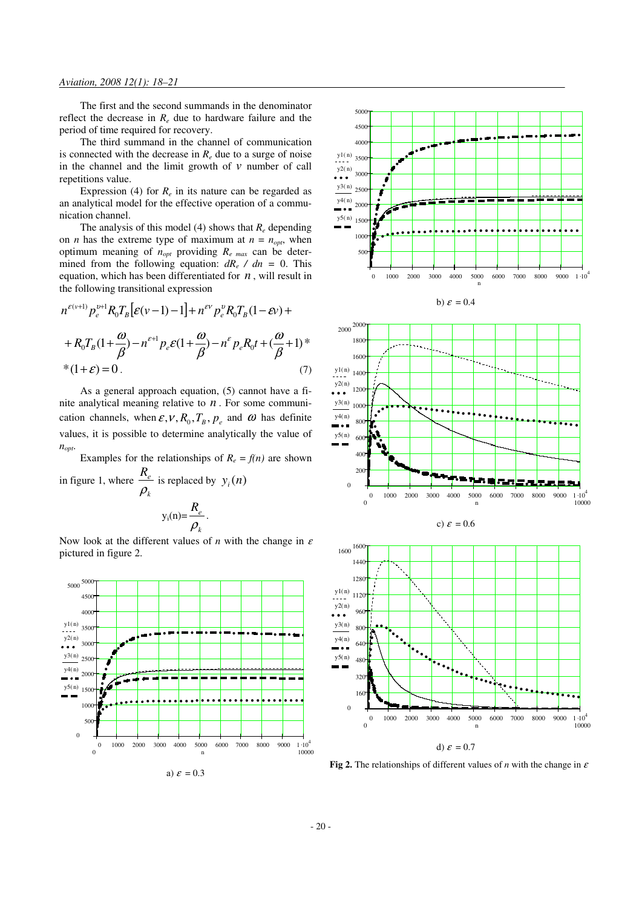The first and the second summands in the denominator reflect the decrease in $R_e$ due to hardware failure and the period of time required for recovery.

The third summand in the channel of communication is connected with the decrease in $R_e$ due to a surge of noise in the channel and the limit growth of $\nu$ number of call repetitions value.

Expression (4) for $R_e$ in its nature can be regarded as an analytical model for the effective operation of a communication channel.

The analysis of this model (4) shows that $R_e$ depending on $n$ has the extreme type of maximum at $n = n_{opt}$, when optimum meaning of $n_{opt}$ providing $R_{e\ max}$ can be determined from the following equation: $dR_e / dn = 0$. This equation, which has been differentiated for $n$, will result in the following transitional expression

$$n^{\varepsilon(\nu+1)} p_e^{\nu+1} R_0 T_B \left[\varepsilon(\nu-1)-1\right] + n^{\varepsilon\nu} p_e^{\nu} R_0 T_B (1-\varepsilon\nu) +$$

$$+ R_0 T_B (1+\frac{\omega}{\beta}) - n^{\varepsilon+1} p_e \varepsilon (1+\frac{\omega}{\beta}) - n^{\varepsilon} p_e R_0 t + (\frac{\omega}{\beta}+1) *$$

$$*(1+\varepsilon) = 0 . \tag{7}$$

As a general approach equation, (5) cannot have a finite analytical meaning relative to $n$. For some communication channels, when $\varepsilon, \nu, R_0, T_B, p_e$ and $\omega$ has definite values, it is possible to determine analytically the value of $n_{opt}$.

Examples for the relationships of $R_e = f(n)$ are shown in figure 1, where $\dfrac{R_e}{\rho_k}$ is replaced by $y_i(n)$

$$y_i(n) = \frac{R_e}{\rho_k} .$$

Now look at the different values of $n$ with the change in $\varepsilon$ pictured in figure 2.

a) $\varepsilon = 0.3$

b) $\varepsilon = 0.4$

c) $\varepsilon = 0.6$

d) $\varepsilon = 0.7$

**Fig 2.** The relationships of different values of $n$ with the change in $\varepsilon$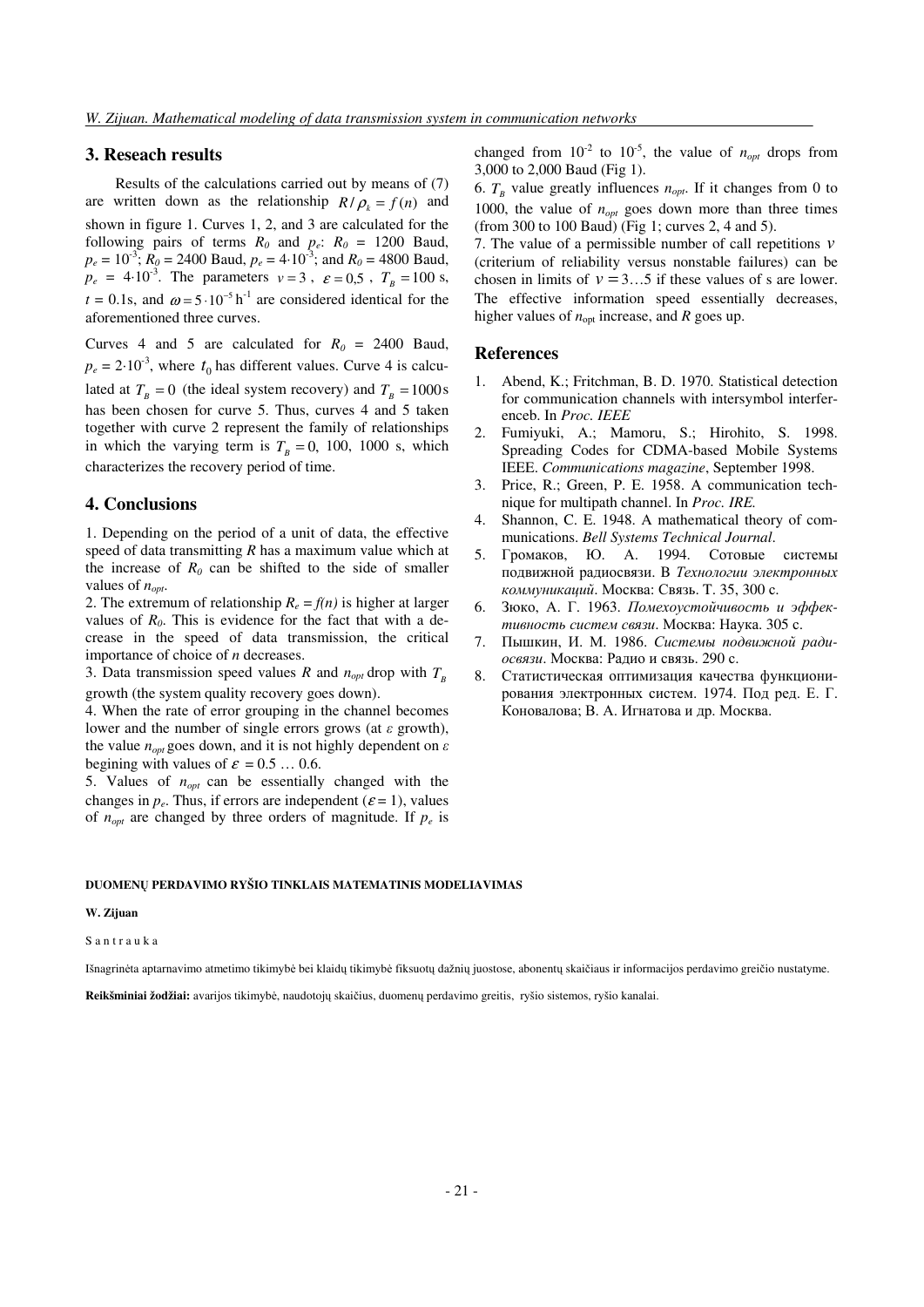## 3. Reseach results

Results of the calculations carried out by means of (7) are written down as the relationship $R / \rho_k = f(n)$ and shown in figure 1. Curves 1, 2, and 3 are calculated for the following pairs of terms $R_0$ and $p_e$: $R_0$ = 1200 Baud, $p_e = 10^{-3}$; $R_0$ = 2400 Baud, $p_e = 4 \cdot 10^{-3}$; and $R_0$ = 4800 Baud, $p_e = 4 \cdot 10^{-3}$. The parameters $v = 3$, $\varepsilon = 0{,}5$, $T_B = 100$ s, $t$ = 0.1s, and $\omega = 5 \cdot 10^{-5}\,\mathrm{h}^{-1}$ are considered identical for the aforementioned three curves.

Curves 4 and 5 are calculated for $R_0$ = 2400 Baud, $p_e = 2 \cdot 10^{-3}$, where $t_0$ has different values. Curve 4 is calculated at $T_B = 0$ (the ideal system recovery) and $T_B = 1000\,\mathrm{s}$ has been chosen for curve 5. Thus, curves 4 and 5 taken together with curve 2 represent the family of relationships in which the varying term is $T_B = 0$, 100, 1000 s, which characterizes the recovery period of time.

## 4. Conclusions

1. Depending on the period of a unit of data, the effective speed of data transmitting $R$ has a maximum value which at the increase of $R_0$ can be shifted to the side of smaller values of $n_{opt}$.
2. The extremum of relationship $R_e = f(n)$ is higher at larger values of $R_0$. This is evidence for the fact that with a decrease in the speed of data transmission, the critical importance of choice of $n$ decreases.
3. Data transmission speed values $R$ and $n_{opt}$ drop with $T_B$ growth (the system quality recovery goes down).
4. When the rate of error grouping in the channel becomes lower and the number of single errors grows (at $\varepsilon$ growth), the value $n_{opt}$ goes down, and it is not highly dependent on $\varepsilon$ begining with values of $\varepsilon$ = 0.5 … 0.6.
5. Values of $n_{opt}$ can be essentially changed with the changes in $p_e$. Thus, if errors are independent ($\varepsilon = 1$), values of $n_{opt}$ are changed by three orders of magnitude. If $p_e$ is changed from $10^{-2}$ to $10^{-5}$, the value of $n_{opt}$ drops from 3,000 to 2,000 Baud (Fig 1).
6. $T_B$ value greatly influences $n_{opt}$. If it changes from 0 to 1000, the value of $n_{opt}$ goes down more than three times (from 300 to 100 Baud) (Fig 1; curves 2, 4 and 5).
7. The value of a permissible number of call repetitions $v$ (criterium of reliability versus nonstable failures) can be chosen in limits of $v = 3 \ldots 5$ if these values of s are lower. The effective information speed essentially decreases, higher values of $n_{opt}$ increase, and $R$ goes up.

## References

1. Abend, K.; Fritchman, B. D. 1970. Statistical detection for communication channels with intersymbol interferenceb. In *Proc. IEEE*
2. Fumiyuki, A.; Mamoru, S.; Hirohito, S. 1998. Spreading Codes for CDMA-based Mobile Systems IEEE. *Communications magazine*, September 1998.
3. Price, R.; Green, P. E. 1958. A communication technique for multipath channel. In *Proc. IRE.*
4. Shannon, C. E. 1948. A mathematical theory of communications. *Bell Systems Technical Journal*.
5. Громаков, Ю. А. 1994. Сотовые системы подвижной радиосвязи. В *Технологии электронных коммуникаций*. Москва: Связь. Т. 35, 300 с.
6. Зюко, А. Г. 1963. *Помехоустойчивость и эффективность систем связи*. Москва: Наука. 305 с.
7. Пышкин, И. М. 1986. *Системы подвижной радиосвязи*. Москва: Радио и связь. 290 с.
8. Статистическая оптимизация качества функционирования электронных систем. 1974. Под ред. Е. Г. Коновалова; В. А. Игнатова и др. Москва.

**DUOMENŲ PERDAVIMO RYŠIO TINKLAIS MATEMATINIS MODELIAVIMAS**

**W. Zijuan**

Santrauka

Išnagrinėta aptarnavimo atmetimo tikimybė bei klaidų tikimybė fiksuotų dažnių juostose, abonentų skaičiaus ir informacijos perdavimo greičio nustatyme.

**Reikšminiai žodžiai:** avarijos tikimybė, naudotojų skaičius, duomenų perdavimo greitis, ryšio sistemos, ryšio kanalai.